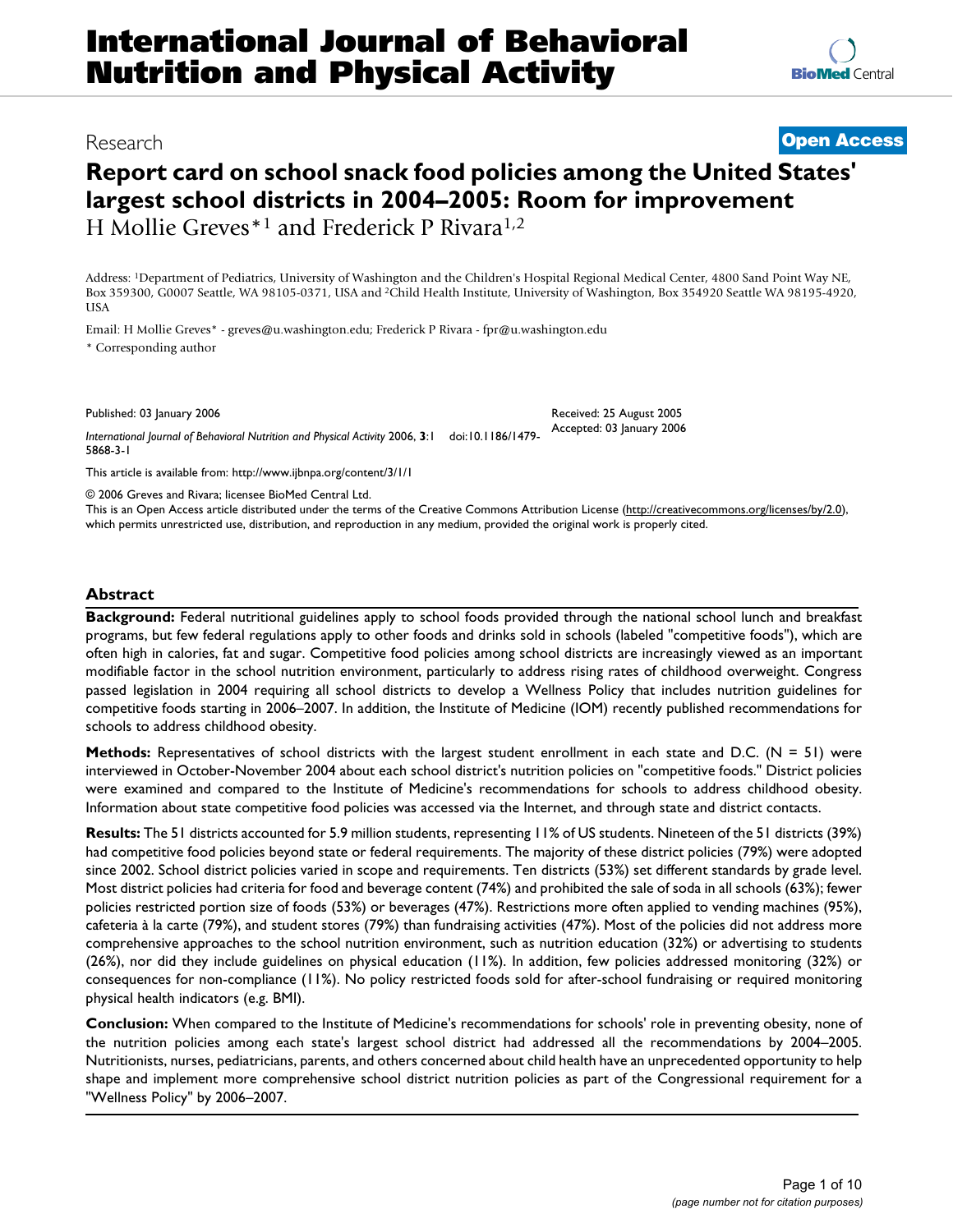# International Journal of Behavioral Nutrition and Physical Activity

Research

**Open Access**

# Report card on school snack food policies among the United States' largest school districts in 2004–2005: Room for improvement

H Mollie Greves*[1] and Frederick P Rivara[1,2]

Address: [1]Department of Pediatrics, University of Washington and the Children's Hospital Regional Medical Center, 4800 Sand Point Way NE, Box 359300, G0007 Seattle, WA 98105-0371, USA and [2]Child Health Institute, University of Washington, Box 354920 Seattle WA 98195-4920, USA

Email: H Mollie Greves* - greves@u.washington.edu; Frederick P Rivara - fpr@u.washington.edu

* Corresponding author

Published: 03 January 2006

*International Journal of Behavioral Nutrition and Physical Activity* 2006, **3**:1 doi:10.1186/1479-5868-3-1

Received: 25 August 2005
Accepted: 03 January 2006

This article is available from: http://www.ijbnpa.org/content/3/1/1

© 2006 Greves and Rivara; licensee BioMed Central Ltd.
This is an Open Access article distributed under the terms of the Creative Commons Attribution License (http://creativecommons.org/licenses/by/2.0), which permits unrestricted use, distribution, and reproduction in any medium, provided the original work is properly cited.

## Abstract

**Background:** Federal nutritional guidelines apply to school foods provided through the national school lunch and breakfast programs, but few federal regulations apply to other foods and drinks sold in schools (labeled "competitive foods"), which are often high in calories, fat and sugar. Competitive food policies among school districts are increasingly viewed as an important modifiable factor in the school nutrition environment, particularly to address rising rates of childhood overweight. Congress passed legislation in 2004 requiring all school districts to develop a Wellness Policy that includes nutrition guidelines for competitive foods starting in 2006–2007. In addition, the Institute of Medicine (IOM) recently published recommendations for schools to address childhood obesity.

**Methods:** Representatives of school districts with the largest student enrollment in each state and D.C. (N = 51) were interviewed in October-November 2004 about each school district's nutrition policies on "competitive foods." District policies were examined and compared to the Institute of Medicine's recommendations for schools to address childhood obesity. Information about state competitive food policies was accessed via the Internet, and through state and district contacts.

**Results:** The 51 districts accounted for 5.9 million students, representing 11% of US students. Nineteen of the 51 districts (39%) had competitive food policies beyond state or federal requirements. The majority of these district policies (79%) were adopted since 2002. School district policies varied in scope and requirements. Ten districts (53%) set different standards by grade level. Most district policies had criteria for food and beverage content (74%) and prohibited the sale of soda in all schools (63%); fewer policies restricted portion size of foods (53%) or beverages (47%). Restrictions more often applied to vending machines (95%), cafeteria à la carte (79%), and student stores (79%) than fundraising activities (47%). Most of the policies did not address more comprehensive approaches to the school nutrition environment, such as nutrition education (32%) or advertising to students (26%), nor did they include guidelines on physical education (11%). In addition, few policies addressed monitoring (32%) or consequences for non-compliance (11%). No policy restricted foods sold for after-school fundraising or required monitoring physical health indicators (e.g. BMI).

**Conclusion:** When compared to the Institute of Medicine's recommendations for schools' role in preventing obesity, none of the nutrition policies among each state's largest school district had addressed all the recommendations by 2004–2005. Nutritionists, nurses, pediatricians, parents, and others concerned about child health have an unprecedented opportunity to help shape and implement more comprehensive school district nutrition policies as part of the Congressional requirement for a "Wellness Policy" by 2006–2007.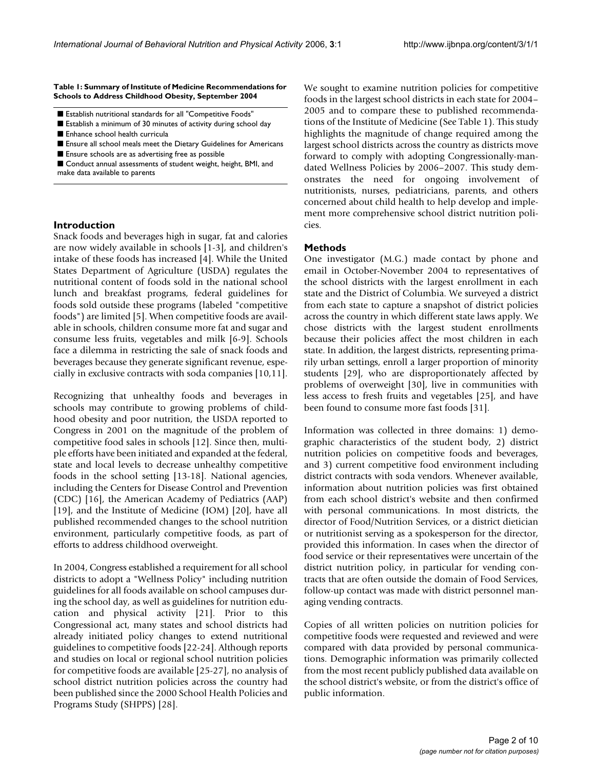**Table 1: Summary of Institute of Medicine Recommendations for Schools to Address Childhood Obesity, September 2004**

- Establish nutritional standards for all "Competitive Foods"
- Establish a minimum of 30 minutes of activity during school day
- Enhance school health curricula
- Ensure all school meals meet the Dietary Guidelines for Americans
- Ensure schools are as advertising free as possible
- Conduct annual assessments of student weight, height, BMI, and make data available to parents

## Introduction

Snack foods and beverages high in sugar, fat and calories are now widely available in schools [1-3], and children's intake of these foods has increased [4]. While the United States Department of Agriculture (USDA) regulates the nutritional content of foods sold in the national school lunch and breakfast programs, federal guidelines for foods sold outside these programs (labeled "competitive foods") are limited [5]. When competitive foods are available in schools, children consume more fat and sugar and consume less fruits, vegetables and milk [6-9]. Schools face a dilemma in restricting the sale of snack foods and beverages because they generate significant revenue, especially in exclusive contracts with soda companies [10,11].

Recognizing that unhealthy foods and beverages in schools may contribute to growing problems of childhood obesity and poor nutrition, the USDA reported to Congress in 2001 on the magnitude of the problem of competitive food sales in schools [12]. Since then, multiple efforts have been initiated and expanded at the federal, state and local levels to decrease unhealthy competitive foods in the school setting [13-18]. National agencies, including the Centers for Disease Control and Prevention (CDC) [16], the American Academy of Pediatrics (AAP) [19], and the Institute of Medicine (IOM) [20], have all published recommended changes to the school nutrition environment, particularly competitive foods, as part of efforts to address childhood overweight.

In 2004, Congress established a requirement for all school districts to adopt a "Wellness Policy" including nutrition guidelines for all foods available on school campuses during the school day, as well as guidelines for nutrition education and physical activity [21]. Prior to this Congressional act, many states and school districts had already initiated policy changes to extend nutritional guidelines to competitive foods [22-24]. Although reports and studies on local or regional school nutrition policies for competitive foods are available [25-27], no analysis of school district nutrition policies across the country had been published since the 2000 School Health Policies and Programs Study (SHPPS) [28].

We sought to examine nutrition policies for competitive foods in the largest school districts in each state for 2004–2005 and to compare these to published recommendations of the Institute of Medicine (See Table 1). This study highlights the magnitude of change required among the largest school districts across the country as districts move forward to comply with adopting Congressionally-mandated Wellness Policies by 2006–2007. This study demonstrates the need for ongoing involvement of nutritionists, nurses, pediatricians, parents, and others concerned about child health to help develop and implement more comprehensive school district nutrition policies.

## Methods

One investigator (M.G.) made contact by phone and email in October-November 2004 to representatives of the school districts with the largest enrollment in each state and the District of Columbia. We surveyed a district from each state to capture a snapshot of district policies across the country in which different state laws apply. We chose districts with the largest student enrollments because their policies affect the most children in each state. In addition, the largest districts, representing primarily urban settings, enroll a larger proportion of minority students [29], who are disproportionately affected by problems of overweight [30], live in communities with less access to fresh fruits and vegetables [25], and have been found to consume more fast foods [31].

Information was collected in three domains: 1) demographic characteristics of the student body, 2) district nutrition policies on competitive foods and beverages, and 3) current competitive food environment including district contracts with soda vendors. Whenever available, information about nutrition policies was first obtained from each school district's website and then confirmed with personal communications. In most districts, the director of Food/Nutrition Services, or a district dietician or nutritionist serving as a spokesperson for the director, provided this information. In cases when the director of food service or their representatives were uncertain of the district nutrition policy, in particular for vending contracts that are often outside the domain of Food Services, follow-up contact was made with district personnel managing vending contracts.

Copies of all written policies on nutrition policies for competitive foods were requested and reviewed and were compared with data provided by personal communications. Demographic information was primarily collected from the most recent publicly published data available on the school district's website, or from the district's office of public information.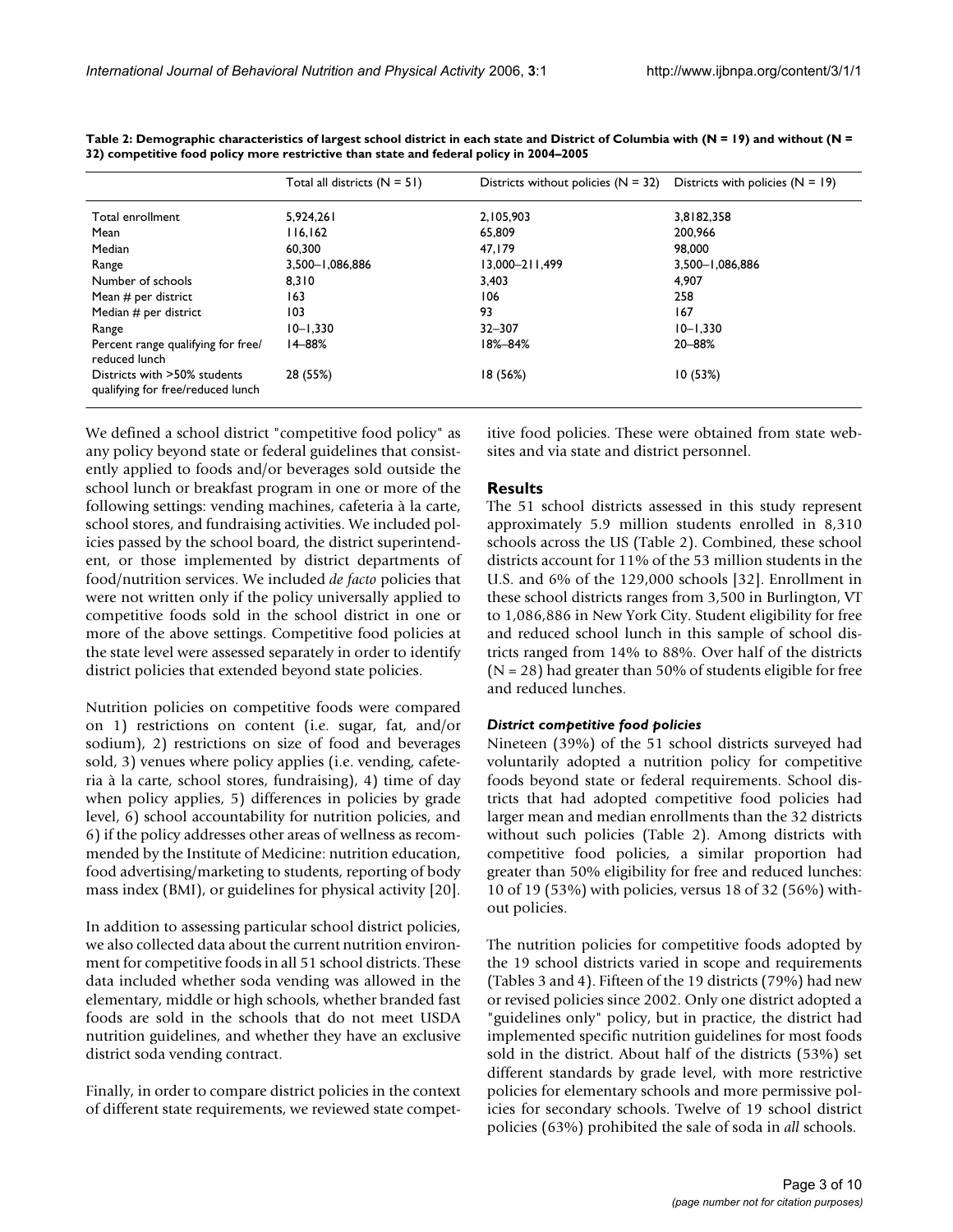**Table 2: Demographic characteristics of largest school district in each state and District of Columbia with (N = 19) and without (N = 32) competitive food policy more restrictive than state and federal policy in 2004–2005**

| | Total all districts (N = 51) | Districts without policies (N = 32) | Districts with policies (N = 19) |
|---|---|---|---|
| Total enrollment | 5,924,261 | 2,105,903 | 3,8182,358 |
| Mean | 116,162 | 65,809 | 200,966 |
| Median | 60,300 | 47,179 | 98,000 |
| Range | 3,500–1,086,886 | 13,000–211,499 | 3,500–1,086,886 |
| Number of schools | 8,310 | 3,403 | 4,907 |
| Mean # per district | 163 | 106 | 258 |
| Median # per district | 103 | 93 | 167 |
| Range | 10–1,330 | 32–307 | 10–1,330 |
| Percent range qualifying for free/ reduced lunch | 14–88% | 18%–84% | 20–88% |
| Districts with >50% students qualifying for free/reduced lunch | 28 (55%) | 18 (56%) | 10 (53%) |

We defined a school district "competitive food policy" as any policy beyond state or federal guidelines that consistently applied to foods and/or beverages sold outside the school lunch or breakfast program in one or more of the following settings: vending machines, cafeteria à la carte, school stores, and fundraising activities. We included policies passed by the school board, the district superintendent, or those implemented by district departments of food/nutrition services. We included *de facto* policies that were not written only if the policy universally applied to competitive foods sold in the school district in one or more of the above settings. Competitive food policies at the state level were assessed separately in order to identify district policies that extended beyond state policies.

Nutrition policies on competitive foods were compared on 1) restrictions on content (i.e. sugar, fat, and/or sodium), 2) restrictions on size of food and beverages sold, 3) venues where policy applies (i.e. vending, cafeteria à la carte, school stores, fundraising), 4) time of day when policy applies, 5) differences in policies by grade level, 6) school accountability for nutrition policies, and 6) if the policy addresses other areas of wellness as recommended by the Institute of Medicine: nutrition education, food advertising/marketing to students, reporting of body mass index (BMI), or guidelines for physical activity [20].

In addition to assessing particular school district policies, we also collected data about the current nutrition environment for competitive foods in all 51 school districts. These data included whether soda vending was allowed in the elementary, middle or high schools, whether branded fast foods are sold in the schools that do not meet USDA nutrition guidelines, and whether they have an exclusive district soda vending contract.

Finally, in order to compare district policies in the context of different state requirements, we reviewed state competitive food policies. These were obtained from state websites and via state and district personnel.

## Results

The 51 school districts assessed in this study represent approximately 5.9 million students enrolled in 8,310 schools across the US (Table 2). Combined, these school districts account for 11% of the 53 million students in the U.S. and 6% of the 129,000 schools [32]. Enrollment in these school districts ranges from 3,500 in Burlington, VT to 1,086,886 in New York City. Student eligibility for free and reduced school lunch in this sample of school districts ranged from 14% to 88%. Over half of the districts (N = 28) had greater than 50% of students eligible for free and reduced lunches.

### *District competitive food policies*

Nineteen (39%) of the 51 school districts surveyed had voluntarily adopted a nutrition policy for competitive foods beyond state or federal requirements. School districts that had adopted competitive food policies had larger mean and median enrollments than the 32 districts without such policies (Table 2). Among districts with competitive food policies, a similar proportion had greater than 50% eligibility for free and reduced lunches: 10 of 19 (53%) with policies, versus 18 of 32 (56%) without policies.

The nutrition policies for competitive foods adopted by the 19 school districts varied in scope and requirements (Tables 3 and 4). Fifteen of the 19 districts (79%) had new or revised policies since 2002. Only one district adopted a "guidelines only" policy, but in practice, the district had implemented specific nutrition guidelines for most foods sold in the district. About half of the districts (53%) set different standards by grade level, with more restrictive policies for elementary schools and more permissive policies for secondary schools. Twelve of 19 school district policies (63%) prohibited the sale of soda in *all* schools.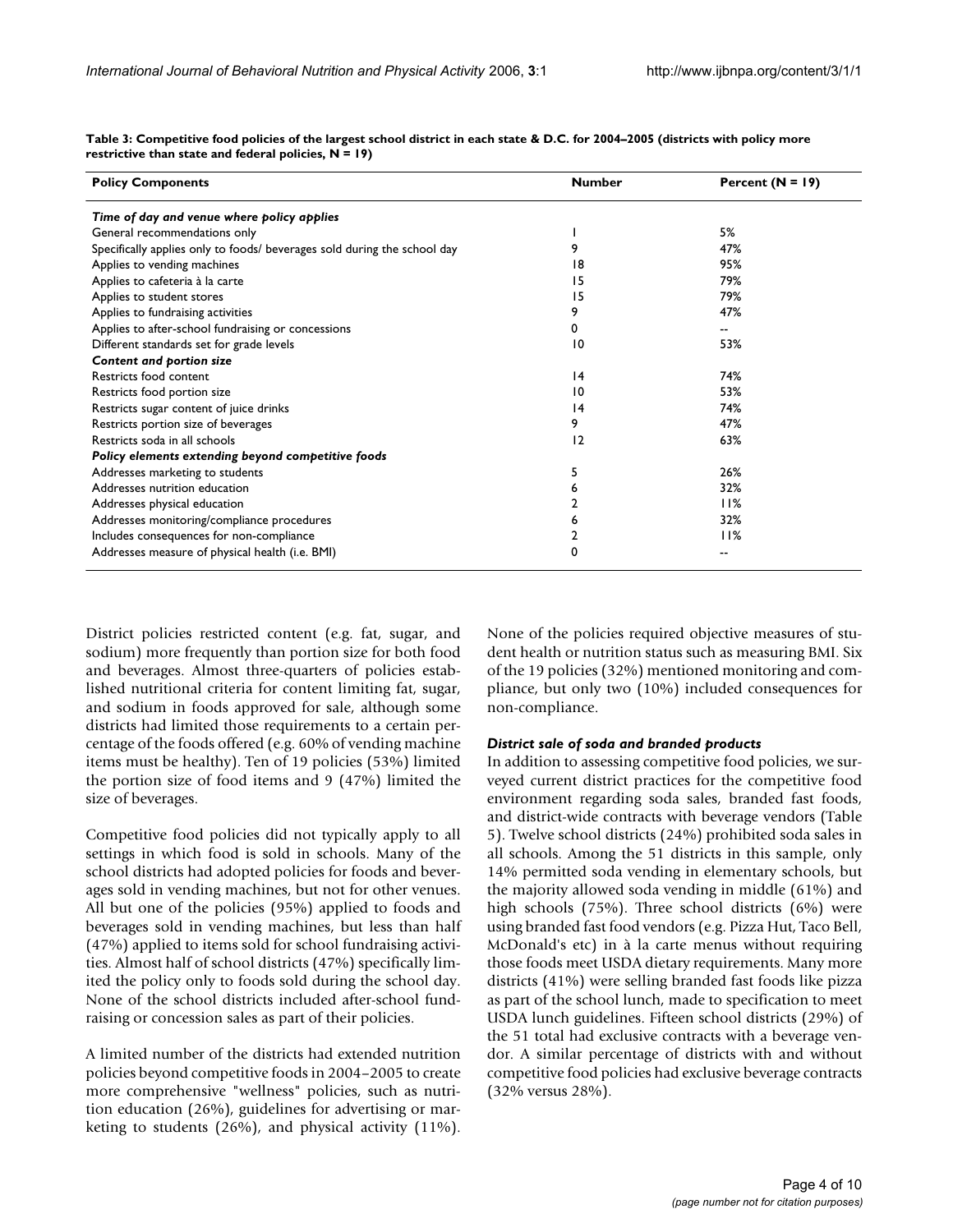**Table 3: Competitive food policies of the largest school district in each state & D.C. for 2004–2005 (districts with policy more restrictive than state and federal policies, N = 19)**

| Policy Components | Number | Percent (N = 19) |
|---|---|---|
| *Time of day and venue where policy applies* | | |
| General recommendations only | 1 | 5% |
| Specifically applies only to foods/ beverages sold during the school day | 9 | 47% |
| Applies to vending machines | 18 | 95% |
| Applies to cafeteria à la carte | 15 | 79% |
| Applies to student stores | 15 | 79% |
| Applies to fundraising activities | 9 | 47% |
| Applies to after-school fundraising or concessions | 0 | -- |
| Different standards set for grade levels | 10 | 53% |
| *Content and portion size* | | |
| Restricts food content | 14 | 74% |
| Restricts food portion size | 10 | 53% |
| Restricts sugar content of juice drinks | 14 | 74% |
| Restricts portion size of beverages | 9 | 47% |
| Restricts soda in all schools | 12 | 63% |
| *Policy elements extending beyond competitive foods* | | |
| Addresses marketing to students | 5 | 26% |
| Addresses nutrition education | 6 | 32% |
| Addresses physical education | 2 | 11% |
| Addresses monitoring/compliance procedures | 6 | 32% |
| Includes consequences for non-compliance | 2 | 11% |
| Addresses measure of physical health (i.e. BMI) | 0 | -- |

District policies restricted content (e.g. fat, sugar, and sodium) more frequently than portion size for both food and beverages. Almost three-quarters of policies established nutritional criteria for content limiting fat, sugar, and sodium in foods approved for sale, although some districts had limited those requirements to a certain percentage of the foods offered (e.g. 60% of vending machine items must be healthy). Ten of 19 policies (53%) limited the portion size of food items and 9 (47%) limited the size of beverages.

Competitive food policies did not typically apply to all settings in which food is sold in schools. Many of the school districts had adopted policies for foods and beverages sold in vending machines, but not for other venues. All but one of the policies (95%) applied to foods and beverages sold in vending machines, but less than half (47%) applied to items sold for school fundraising activities. Almost half of school districts (47%) specifically limited the policy only to foods sold during the school day. None of the school districts included after-school fundraising or concession sales as part of their policies.

A limited number of the districts had extended nutrition policies beyond competitive foods in 2004–2005 to create more comprehensive "wellness" policies, such as nutrition education (26%), guidelines for advertising or marketing to students (26%), and physical activity (11%). None of the policies required objective measures of student health or nutrition status such as measuring BMI. Six of the 19 policies (32%) mentioned monitoring and compliance, but only two (10%) included consequences for non-compliance.

### *District sale of soda and branded products*

In addition to assessing competitive food policies, we surveyed current district practices for the competitive food environment regarding soda sales, branded fast foods, and district-wide contracts with beverage vendors (Table 5). Twelve school districts (24%) prohibited soda sales in all schools. Among the 51 districts in this sample, only 14% permitted soda vending in elementary schools, but the majority allowed soda vending in middle (61%) and high schools (75%). Three school districts (6%) were using branded fast food vendors (e.g. Pizza Hut, Taco Bell, McDonald's etc) in à la carte menus without requiring those foods meet USDA dietary requirements. Many more districts (41%) were selling branded fast foods like pizza as part of the school lunch, made to specification to meet USDA lunch guidelines. Fifteen school districts (29%) of the 51 total had exclusive contracts with a beverage vendor. A similar percentage of districts with and without competitive food policies had exclusive beverage contracts (32% versus 28%).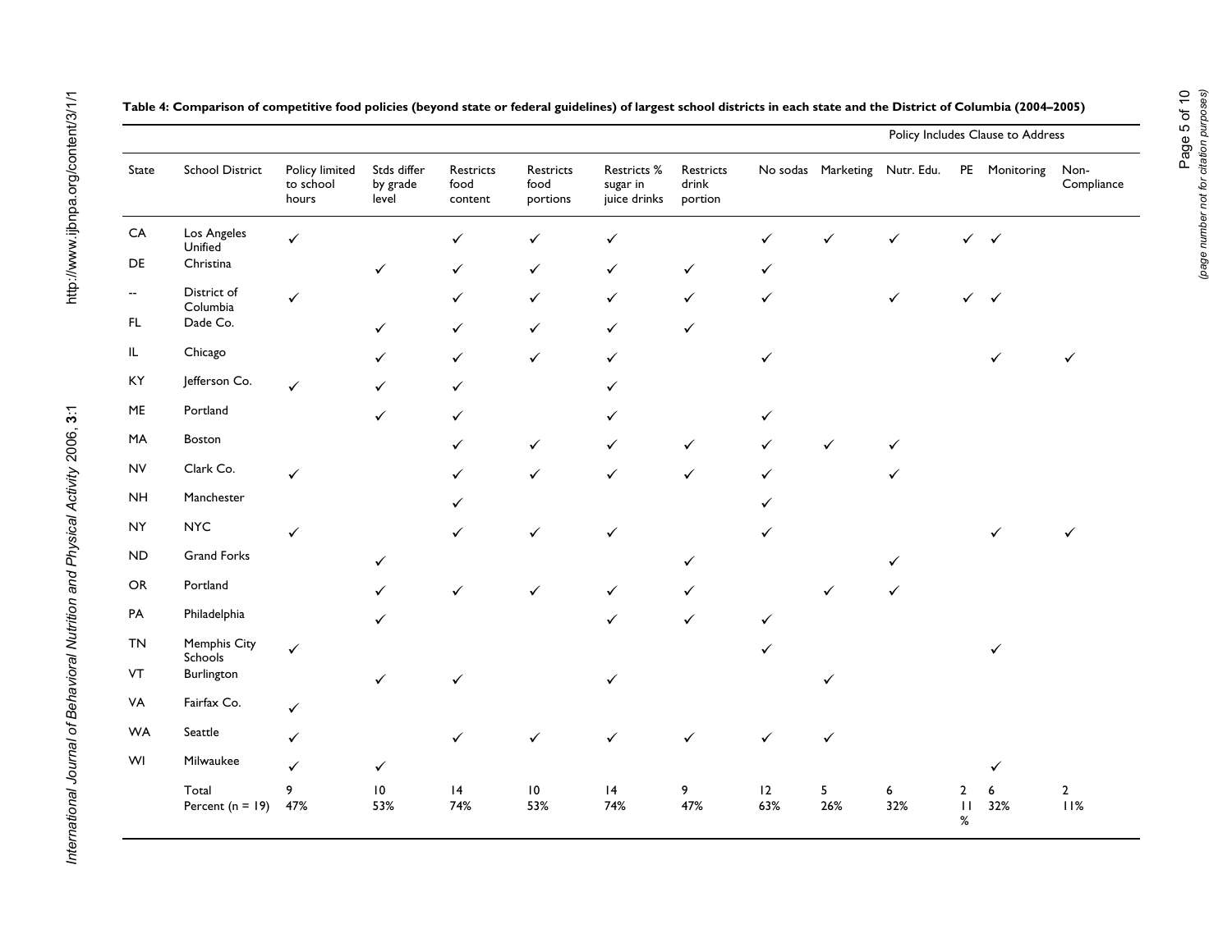**Table 4: Comparison of competitive food policies (beyond state or federal guidelines) of largest school districts in each state and the District of Columbia (2004–2005)**

| | | | | | | | | | | Policy Includes Clause to Address | | | |
|---|---|---|---|---|---|---|---|---|---|---|---|---|---|
| State | School District | Policy limited to school hours | Stds differ by grade level | Restricts food content | Restricts food portions | Restricts % sugar in juice drinks | Restricts drink portion | No sodas | Marketing | Nutr. Edu. | PE | Monitoring | Non-Compliance |
| CA | Los Angeles Unified | ✓ | | ✓ | ✓ | ✓ | | ✓ | ✓ | ✓ | ✓ | ✓ | |
| DE | Christina | | ✓ | ✓ | ✓ | ✓ | ✓ | ✓ | | | | | |
| -- | District of Columbia | ✓ | | ✓ | ✓ | ✓ | ✓ | ✓ | | ✓ | ✓ | ✓ | |
| FL | Dade Co. | | ✓ | ✓ | ✓ | ✓ | ✓ | | | | | | |
| IL | Chicago | | ✓ | ✓ | ✓ | ✓ | | ✓ | | | | ✓ | ✓ |
| KY | Jefferson Co. | ✓ | ✓ | ✓ | | ✓ | | | | | | | |
| ME | Portland | | ✓ | ✓ | | ✓ | | ✓ | | | | | |
| MA | Boston | | | ✓ | ✓ | ✓ | ✓ | ✓ | ✓ | ✓ | | | |
| NV | Clark Co. | ✓ | | ✓ | ✓ | ✓ | ✓ | ✓ | | ✓ | | | |
| NH | Manchester | | | ✓ | | | | ✓ | | | | | |
| NY | NYC | ✓ | | ✓ | ✓ | ✓ | | ✓ | | | | ✓ | ✓ |
| ND | Grand Forks | | ✓ | | | | ✓ | | | ✓ | | | |
| OR | Portland | | ✓ | ✓ | ✓ | ✓ | ✓ | | ✓ | ✓ | | | |
| PA | Philadelphia | | ✓ | | | ✓ | ✓ | ✓ | | | | | |
| TN | Memphis City Schools | ✓ | | | | | | ✓ | | | | ✓ | |
| VT | Burlington | | ✓ | ✓ | | ✓ | | | ✓ | | | | |
| VA | Fairfax Co. | ✓ | | | | | | | | | | | |
| WA | Seattle | ✓ | | ✓ | ✓ | ✓ | ✓ | ✓ | ✓ | | | | |
| WI | Milwaukee | ✓ | ✓ | | | | | | | | | ✓ | |
| | Total | 9 | 10 | 14 | 10 | 14 | 9 | 12 | 5 | 6 | 2 | 6 | 2 |
| | Percent (n = 19) | 47% | 53% | 74% | 53% | 74% | 47% | 63% | 26% | 32% | 11% | 32% | 11% |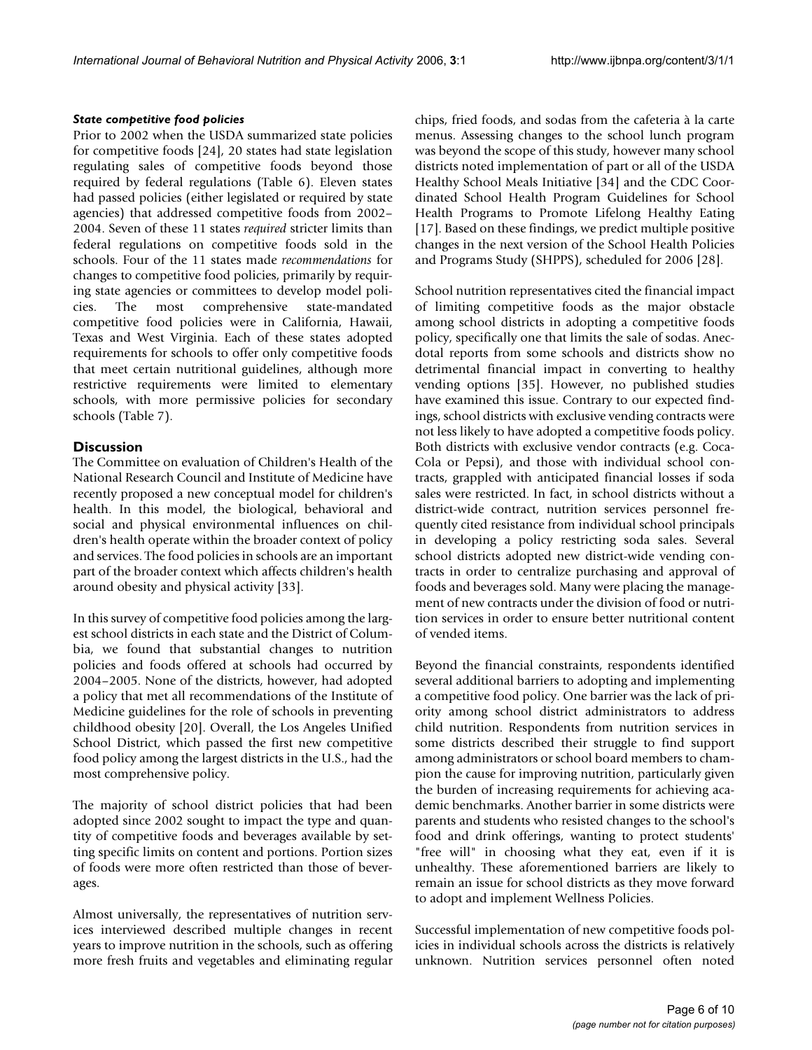### *State competitive food policies*

Prior to 2002 when the USDA summarized state policies for competitive foods [24], 20 states had state legislation regulating sales of competitive foods beyond those required by federal regulations (Table 6). Eleven states had passed policies (either legislated or required by state agencies) that addressed competitive foods from 2002–2004. Seven of these 11 states *required* stricter limits than federal regulations on competitive foods sold in the schools. Four of the 11 states made *recommendations* for changes to competitive food policies, primarily by requiring state agencies or committees to develop model policies. The most comprehensive state-mandated competitive food policies were in California, Hawaii, Texas and West Virginia. Each of these states adopted requirements for schools to offer only competitive foods that meet certain nutritional guidelines, although more restrictive requirements were limited to elementary schools, with more permissive policies for secondary schools (Table 7).

## Discussion

The Committee on evaluation of Children's Health of the National Research Council and Institute of Medicine have recently proposed a new conceptual model for children's health. In this model, the biological, behavioral and social and physical environmental influences on children's health operate within the broader context of policy and services. The food policies in schools are an important part of the broader context which affects children's health around obesity and physical activity [33].

In this survey of competitive food policies among the largest school districts in each state and the District of Columbia, we found that substantial changes to nutrition policies and foods offered at schools had occurred by 2004–2005. None of the districts, however, had adopted a policy that met all recommendations of the Institute of Medicine guidelines for the role of schools in preventing childhood obesity [20]. Overall, the Los Angeles Unified School District, which passed the first new competitive food policy among the largest districts in the U.S., had the most comprehensive policy.

The majority of school district policies that had been adopted since 2002 sought to impact the type and quantity of competitive foods and beverages available by setting specific limits on content and portions. Portion sizes of foods were more often restricted than those of beverages.

Almost universally, the representatives of nutrition services interviewed described multiple changes in recent years to improve nutrition in the schools, such as offering more fresh fruits and vegetables and eliminating regular chips, fried foods, and sodas from the cafeteria à la carte menus. Assessing changes to the school lunch program was beyond the scope of this study, however many school districts noted implementation of part or all of the USDA Healthy School Meals Initiative [34] and the CDC Coordinated School Health Program Guidelines for School Health Programs to Promote Lifelong Healthy Eating [17]. Based on these findings, we predict multiple positive changes in the next version of the School Health Policies and Programs Study (SHPPS), scheduled for 2006 [28].

School nutrition representatives cited the financial impact of limiting competitive foods as the major obstacle among school districts in adopting a competitive foods policy, specifically one that limits the sale of sodas. Anecdotal reports from some schools and districts show no detrimental financial impact in converting to healthy vending options [35]. However, no published studies have examined this issue. Contrary to our expected findings, school districts with exclusive vending contracts were not less likely to have adopted a competitive foods policy. Both districts with exclusive vendor contracts (e.g. Coca-Cola or Pepsi), and those with individual school contracts, grappled with anticipated financial losses if soda sales were restricted. In fact, in school districts without a district-wide contract, nutrition services personnel frequently cited resistance from individual school principals in developing a policy restricting soda sales. Several school districts adopted new district-wide vending contracts in order to centralize purchasing and approval of foods and beverages sold. Many were placing the management of new contracts under the division of food or nutrition services in order to ensure better nutritional content of vended items.

Beyond the financial constraints, respondents identified several additional barriers to adopting and implementing a competitive food policy. One barrier was the lack of priority among school district administrators to address child nutrition. Respondents from nutrition services in some districts described their struggle to find support among administrators or school board members to champion the cause for improving nutrition, particularly given the burden of increasing requirements for achieving academic benchmarks. Another barrier in some districts were parents and students who resisted changes to the school's food and drink offerings, wanting to protect students' "free will" in choosing what they eat, even if it is unhealthy. These aforementioned barriers are likely to remain an issue for school districts as they move forward to adopt and implement Wellness Policies.

Successful implementation of new competitive foods policies in individual schools across the districts is relatively unknown. Nutrition services personnel often noted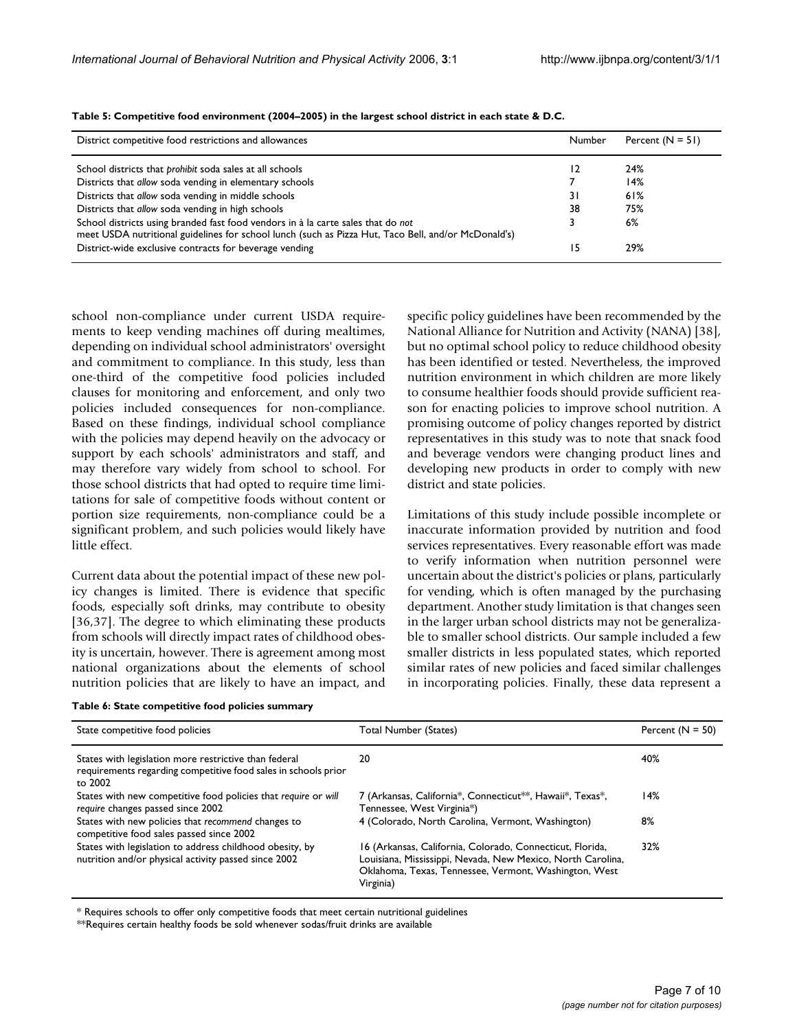**Table 5: Competitive food environment (2004–2005) in the largest school district in each state & D.C.**

| District competitive food restrictions and allowances | Number | Percent (N = 51) |
| --- | --- | --- |
| School districts that *prohibit* soda sales at all schools | 12 | 24% |
| Districts that *allow* soda vending in elementary schools | 7 | 14% |
| Districts that *allow* soda vending in middle schools | 31 | 61% |
| Districts that *allow* soda vending in high schools | 38 | 75% |
| School districts using branded fast food vendors in à la carte sales that do *not* meet USDA nutritional guidelines for school lunch (such as Pizza Hut, Taco Bell, and/or McDonald's) | 3 | 6% |
| District-wide exclusive contracts for beverage vending | 15 | 29% |

school non-compliance under current USDA requirements to keep vending machines off during mealtimes, depending on individual school administrators' oversight and commitment to compliance. In this study, less than one-third of the competitive food policies included clauses for monitoring and enforcement, and only two policies included consequences for non-compliance. Based on these findings, individual school compliance with the policies may depend heavily on the advocacy or support by each schools' administrators and staff, and may therefore vary widely from school to school. For those school districts that had opted to require time limitations for sale of competitive foods without content or portion size requirements, non-compliance could be a significant problem, and such policies would likely have little effect.

Current data about the potential impact of these new policy changes is limited. There is evidence that specific foods, especially soft drinks, may contribute to obesity [36,37]. The degree to which eliminating these products from schools will directly impact rates of childhood obesity is uncertain, however. There is agreement among most national organizations about the elements of school nutrition policies that are likely to have an impact, and specific policy guidelines have been recommended by the National Alliance for Nutrition and Activity (NANA) [38], but no optimal school policy to reduce childhood obesity has been identified or tested. Nevertheless, the improved nutrition environment in which children are more likely to consume healthier foods should provide sufficient reason for enacting policies to improve school nutrition. A promising outcome of policy changes reported by district representatives in this study was to note that snack food and beverage vendors were changing product lines and developing new products in order to comply with new district and state policies.

Limitations of this study include possible incomplete or inaccurate information provided by nutrition and food services representatives. Every reasonable effort was made to verify information when nutrition personnel were uncertain about the district's policies or plans, particularly for vending, which is often managed by the purchasing department. Another study limitation is that changes seen in the larger urban school districts may not be generalizable to smaller school districts. Our sample included a few smaller districts in less populated states, which reported similar rates of new policies and faced similar challenges in incorporating policies. Finally, these data represent a

**Table 6: State competitive food policies summary**

| State competitive food policies | Total Number (States) | Percent (N = 50) |
| --- | --- | --- |
| States with legislation more restrictive than federal requirements regarding competitive food sales in schools prior to 2002 | 20 | 40% |
| States with new competitive food policies that *require* or *will require* changes passed since 2002 | 7 (Arkansas, California*, Connecticut**, Hawaii*, Texas*, Tennessee, West Virginia*) | 14% |
| States with new policies that *recommend* changes to competitive food sales passed since 2002 | 4 (Colorado, North Carolina, Vermont, Washington) | 8% |
| States with legislation to address childhood obesity, by nutrition and/or physical activity passed since 2002 | 16 (Arkansas, California, Colorado, Connecticut, Florida, Louisiana, Mississippi, Nevada, New Mexico, North Carolina, Oklahoma, Texas, Tennessee, Vermont, Washington, West Virginia) | 32% |

* Requires schools to offer only competitive foods that meet certain nutritional guidelines

**Requires certain healthy foods be sold whenever sodas/fruit drinks are available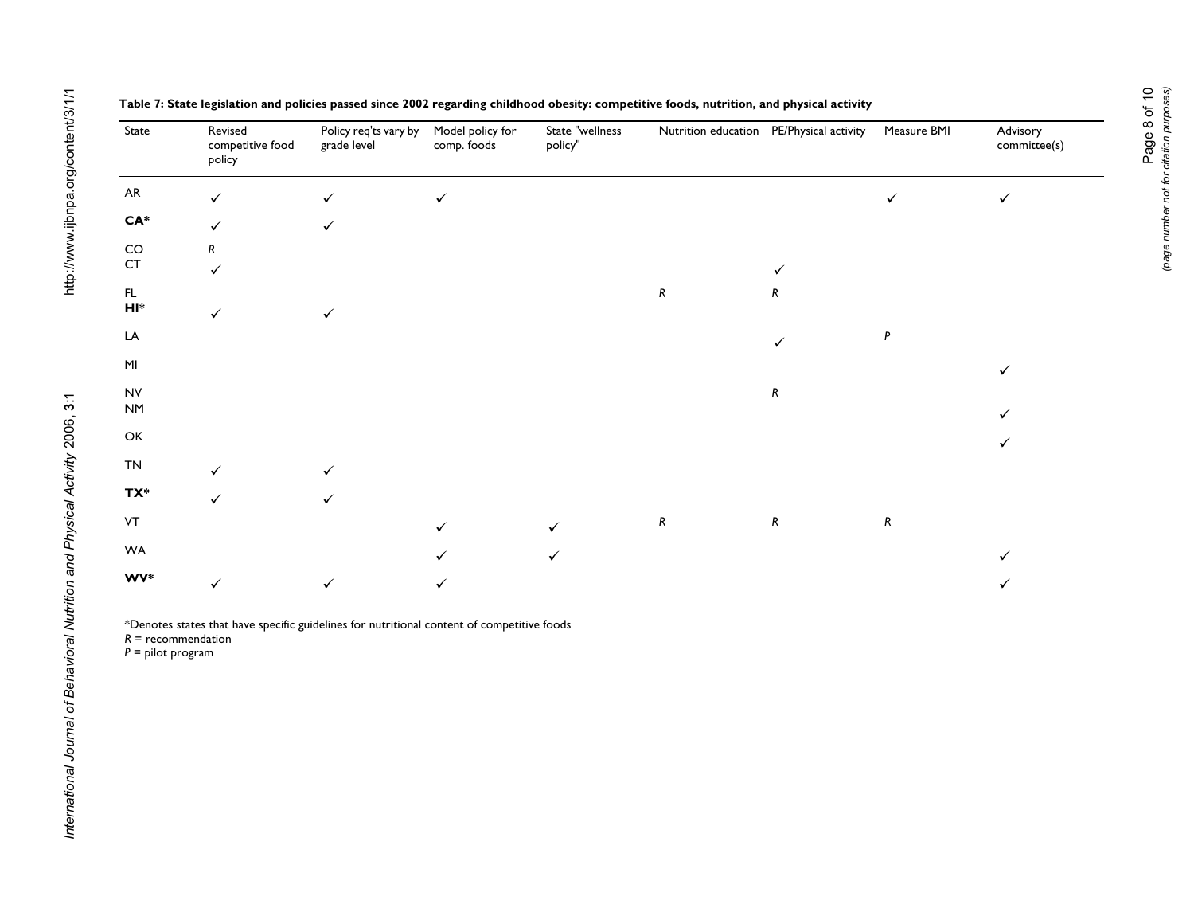**Table 7: State legislation and policies passed since 2002 regarding childhood obesity: competitive foods, nutrition, and physical activity**

| State | Revised competitive food policy | Policy req'ts vary by grade level | Model policy for comp. foods | State "wellness policy" | Nutrition education | PE/Physical activity | Measure BMI | Advisory committee(s) |
|---|---|---|---|---|---|---|---|---|
| AR | ✓ | ✓ | ✓ | | | | ✓ | ✓ |
| **CA*** | ✓ | ✓ | | | | | | |
| CO | *R* | | | | | | | |
| CT | ✓ | | | | | ✓ | | |
| FL | | | | | *R* | *R* | | |
| **HI*** | ✓ | ✓ | | | | | | |
| LA | | | | | | ✓ | *P* | |
| MI | | | | | | | | ✓ |
| NV | | | | | | *R* | | |
| NM | | | | | | | | ✓ |
| OK | | | | | | | | ✓ |
| TN | ✓ | ✓ | | | | | | |
| **TX*** | ✓ | ✓ | | | | | | |
| VT | | | ✓ | ✓ | *R* | *R* | *R* | |
| WA | | | ✓ | ✓ | | | | ✓ |
| **WV*** | ✓ | ✓ | ✓ | | | | | ✓ |

*Denotes states that have specific guidelines for nutritional content of competitive foods
*R* = recommendation
*P* = pilot program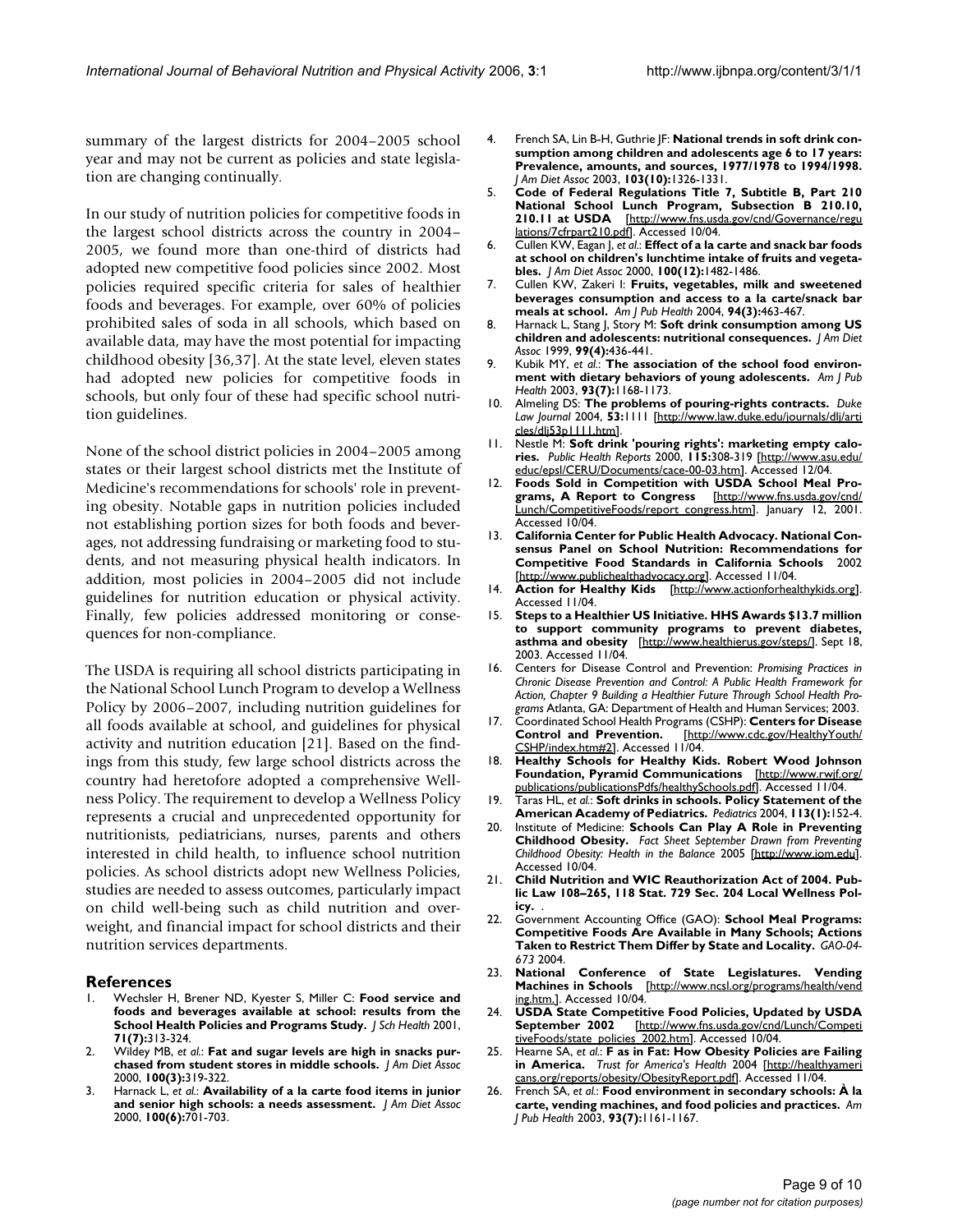summary of the largest districts for 2004–2005 school year and may not be current as policies and state legislation are changing continually.

In our study of nutrition policies for competitive foods in the largest school districts across the country in 2004–2005, we found more than one-third of districts had adopted new competitive food policies since 2002. Most policies required specific criteria for sales of healthier foods and beverages. For example, over 60% of policies prohibited sales of soda in all schools, which based on available data, may have the most potential for impacting childhood obesity [36,37]. At the state level, eleven states had adopted new policies for competitive foods in schools, but only four of these had specific school nutrition guidelines.

None of the school district policies in 2004–2005 among states or their largest school districts met the Institute of Medicine's recommendations for schools' role in preventing obesity. Notable gaps in nutrition policies included not establishing portion sizes for both foods and beverages, not addressing fundraising or marketing food to students, and not measuring physical health indicators. In addition, most policies in 2004–2005 did not include guidelines for nutrition education or physical activity. Finally, few policies addressed monitoring or consequences for non-compliance.

The USDA is requiring all school districts participating in the National School Lunch Program to develop a Wellness Policy by 2006–2007, including nutrition guidelines for all foods available at school, and guidelines for physical activity and nutrition education [21]. Based on the findings from this study, few large school districts across the country had heretofore adopted a comprehensive Wellness Policy. The requirement to develop a Wellness Policy represents a crucial and unprecedented opportunity for nutritionists, pediatricians, nurses, parents and others interested in child health, to influence school nutrition policies. As school districts adopt new Wellness Policies, studies are needed to assess outcomes, particularly impact on child well-being such as child nutrition and overweight, and financial impact for school districts and their nutrition services departments.

## References

1. Wechsler H, Brener ND, Kyester S, Miller C: **Food service and foods and beverages available at school: results from the School Health Policies and Programs Study.** *J Sch Health* 2001, **71(7):**313-324.
2. Wildey MB, *et al.*: **Fat and sugar levels are high in snacks purchased from student stores in middle schools.** *J Am Diet Assoc* 2000, **100(3):**319-322.
3. Harnack L, *et al.*: **Availability of a la carte food items in junior and senior high schools: a needs assessment.** *J Am Diet Assoc* 2000, **100(6):**701-703.
4. French SA, Lin B-H, Guthrie JF: **National trends in soft drink consumption among children and adolescents age 6 to 17 years: Prevalence, amounts, and sources, 1977/1978 to 1994/1998.** *J Am Diet Assoc* 2003, **103(10):**1326-1331.
5. **Code of Federal Regulations Title 7, Subtitle B, Part 210 National School Lunch Program, Subsection B 210.10, 210.11 at USDA** [http://www.fns.usda.gov/cnd/Governance/regulations/7cfrpart210.pdf]. Accessed 10/04.
6. Cullen KW, Eagan J, *et al.*: **Effect of a la carte and snack bar foods at school on children's lunchtime intake of fruits and vegetables.** *J Am Diet Assoc* 2000, **100(12):**1482-1486.
7. Cullen KW, Zakeri I: **Fruits, vegetables, milk and sweetened beverages consumption and access to a la carte/snack bar meals at school.** *Am J Pub Health* 2004, **94(3):**463-467.
8. Harnack L, Stang J, Story M: **Soft drink consumption among US children and adolescents: nutritional consequences.** *J Am Diet Assoc* 1999, **99(4):**436-441.
9. Kubik MY, *et al.*: **The association of the school food environment with dietary behaviors of young adolescents.** *Am J Pub Health* 2003, **93(7):**1168-1173.
10. Almeling DS: **The problems of pouring-rights contracts.** *Duke Law Journal* 2004, **53:**1111 [http://www.law.duke.edu/journals/dlj/articles/dlj53p1111.htm].
11. Nestle M: **Soft drink 'pouring rights': marketing empty calories.** *Public Health Reports* 2000, **115:**308-319 [http://www.asu.edu/educ/epsl/CERU/Documents/cace-00-03.htm]. Accessed 12/04.
12. **Foods Sold in Competition with USDA School Meal Programs, A Report to Congress** [http://www.fns.usda.gov/cnd/Lunch/CompetitiveFoods/report_congress.htm]. January 12, 2001. Accessed 10/04.
13. **California Center for Public Health Advocacy. National Consensus Panel on School Nutrition: Recommendations for Competitive Food Standards in California Schools** 2002 [http://www.publichealthadvocacy.org]. Accessed 11/04.
14. **Action for Healthy Kids** [http://www.actionforhealthykids.org]. Accessed 11/04.
15. **Steps to a Healthier US Initiative. HHS Awards $13.7 million to support community programs to prevent diabetes, asthma and obesity** [http://www.healthierus.gov/steps/]. Sept 18, 2003. Accessed 11/04.
16. Centers for Disease Control and Prevention: *Promising Practices in Chronic Disease Prevention and Control: A Public Health Framework for Action, Chapter 9 Building a Healthier Future Through School Health Programs* Atlanta, GA: Department of Health and Human Services; 2003.
17. Coordinated School Health Programs (CSHP): **Centers for Disease Control and Prevention.** [http://www.cdc.gov/HealthyYouth/CSHP/index.htm#2]. Accessed 11/04.
18. **Healthy Schools for Healthy Kids. Robert Wood Johnson Foundation, Pyramid Communications** [http://www.rwjf.org/publications/publicationsPdfs/healthySchools.pdf]. Accessed 11/04.
19. Taras HL, *et al.*: **Soft drinks in schools. Policy Statement of the American Academy of Pediatrics.** *Pediatrics* 2004, **113(1):**152-4.
20. Institute of Medicine: **Schools Can Play A Role in Preventing Childhood Obesity.** *Fact Sheet September Drawn from Preventing Childhood Obesity: Health in the Balance* 2005 [http://www.iom.edu]. Accessed 10/04.
21. **Child Nutrition and WIC Reauthorization Act of 2004. Public Law 108–265, 118 Stat. 729 Sec. 204 Local Wellness Policy.** .
22. Government Accounting Office (GAO): **School Meal Programs: Competitive Foods Are Available in Many Schools; Actions Taken to Restrict Them Differ by State and Locality.** *GAO-04-673* 2004.
23. **National Conference of State Legislatures. Vending Machines in Schools** [http://www.ncsl.org/programs/health/vending.htm.]. Accessed 10/04.
24. **USDA State Competitive Food Policies, Updated by USDA September 2002** [http://www.fns.usda.gov/cnd/Lunch/CompetitiveFoods/state_policies_2002.htm]. Accessed 10/04.
25. Hearne SA, *et al.*: **F as in Fat: How Obesity Policies are Failing in America.** *Trust for America's Health* 2004 [http://healthyamericans.org/reports/obesity/ObesityReport.pdf]. Accessed 11/04.
26. French SA, *et al.*: **Food environment in secondary schools: À la carte, vending machines, and food policies and practices.** *Am J Pub Health* 2003, **93(7):**1161-1167.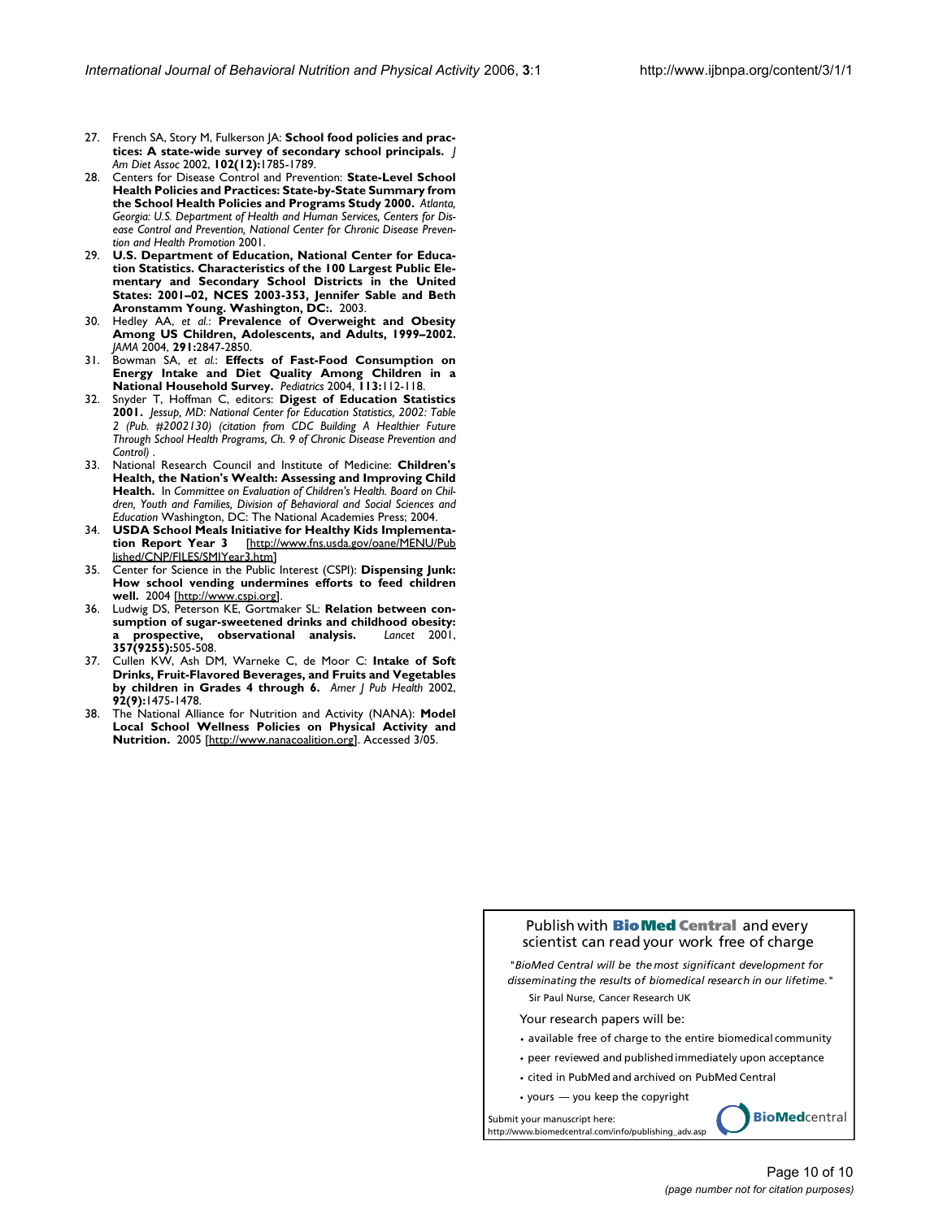27. French SA, Story M, Fulkerson JA: **School food policies and practices: A state-wide survey of secondary school principals.** *J Am Diet Assoc* 2002, **102(12):**1785-1789.
28. Centers for Disease Control and Prevention: **State-Level School Health Policies and Practices: State-by-State Summary from the School Health Policies and Programs Study 2000.** *Atlanta, Georgia: U.S. Department of Health and Human Services, Centers for Disease Control and Prevention, National Center for Chronic Disease Prevention and Health Promotion* 2001.
29. **U.S. Department of Education, National Center for Education Statistics. Characteristics of the 100 Largest Public Elementary and Secondary School Districts in the United States: 2001–02, NCES 2003-353, Jennifer Sable and Beth Aronstamm Young. Washington, DC:.** 2003.
30. Hedley AA, *et al.*: **Prevalence of Overweight and Obesity Among US Children, Adolescents, and Adults, 1999–2002.** *JAMA* 2004, **291:**2847-2850.
31. Bowman SA, *et al.*: **Effects of Fast-Food Consumption on Energy Intake and Diet Quality Among Children in a National Household Survey.** *Pediatrics* 2004, **113:**112-118.
32. Snyder T, Hoffman C, editors: **Digest of Education Statistics 2001.** *Jessup, MD: National Center for Education Statistics, 2002: Table 2 (Pub. #2002130) (citation from CDC Building A Healthier Future Through School Health Programs, Ch. 9 of Chronic Disease Prevention and Control)* .
33. National Research Council and Institute of Medicine: **Children's Health, the Nation's Wealth: Assessing and Improving Child Health.** In *Committee on Evaluation of Children's Health. Board on Children, Youth and Families, Division of Behavioral and Social Sciences and Education* Washington, DC: The National Academies Press; 2004.
34. **USDA School Meals Initiative for Healthy Kids Implementation Report Year 3** [http://www.fns.usda.gov/oane/MENU/Published/CNP/FILES/SMIYear3.htm]
35. Center for Science in the Public Interest (CSPI): **Dispensing Junk: How school vending undermines efforts to feed children well.** 2004 [http://www.cspi.org].
36. Ludwig DS, Peterson KE, Gortmaker SL: **Relation between consumption of sugar-sweetened drinks and childhood obesity: a prospective, observational analysis.** *Lancet* 2001, **357(9255):**505-508.
37. Cullen KW, Ash DM, Warneke C, de Moor C: **Intake of Soft Drinks, Fruit-Flavored Beverages, and Fruits and Vegetables by children in Grades 4 through 6.** *Amer J Pub Health* 2002, **92(9):**1475-1478.
38. The National Alliance for Nutrition and Activity (NANA): **Model Local School Wellness Policies on Physical Activity and Nutrition.** 2005 [http://www.nanacoalition.org]. Accessed 3/05.

Publish with **BioMed Central** and every scientist can read your work free of charge

*"BioMed Central will be the most significant development for disseminating the results of biomedical research in our lifetime."*

Sir Paul Nurse, Cancer Research UK

Your research papers will be:

- available free of charge to the entire biomedical community
- peer reviewed and published immediately upon acceptance
- cited in PubMed and archived on PubMed Central
- yours — you keep the copyright

Submit your manuscript here:
http://www.biomedcentral.com/info/publishing_adv.asp

**BioMed**central